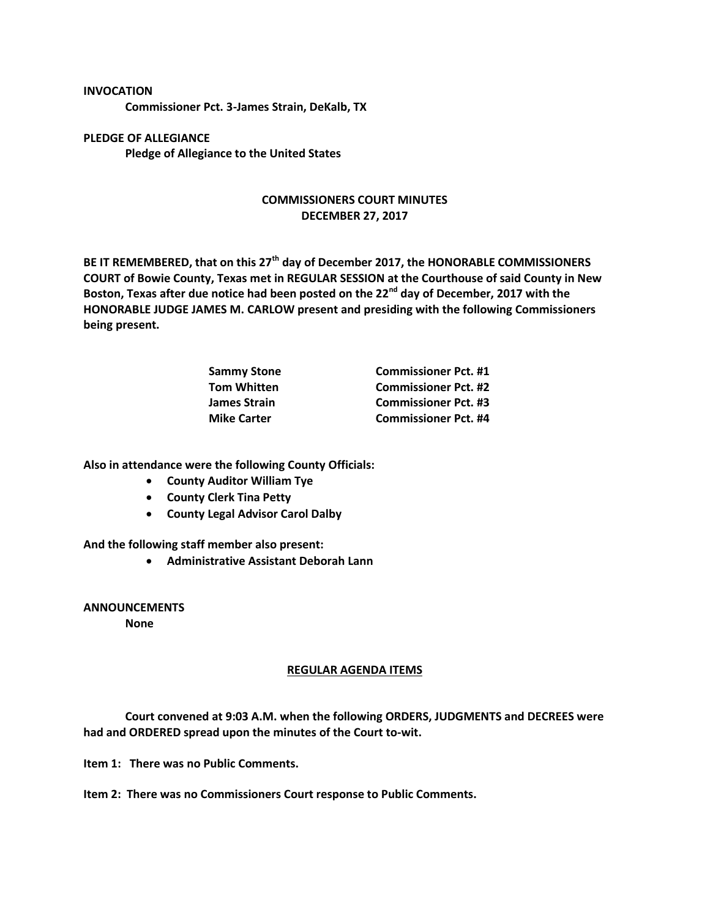**INVOCATION**

**Commissioner Pct. 3-James Strain, DeKalb, TX**

**PLEDGE OF ALLEGIANCE**

**Pledge of Allegiance to the United States**

## COMMISSIONERS COURT MINUTES
## DECEMBER 27, 2017

**BE IT REMEMBERED, that on this 27th day of December 2017, the HONORABLE COMMISSIONERS COURT of Bowie County, Texas met in REGULAR SESSION at the Courthouse of said County in New Boston, Texas after due notice had been posted on the 22nd day of December, 2017 with the HONORABLE JUDGE JAMES M. CARLOW present and presiding with the following Commissioners being present.**

| | |
|---|---|
| **Sammy Stone** | **Commissioner Pct. #1** |
| **Tom Whitten** | **Commissioner Pct. #2** |
| **James Strain** | **Commissioner Pct. #3** |
| **Mike Carter** | **Commissioner Pct. #4** |

**Also in attendance were the following County Officials:**

- **County Auditor William Tye**
- **County Clerk Tina Petty**
- **County Legal Advisor Carol Dalby**

**And the following staff member also present:**

- **Administrative Assistant Deborah Lann**

**ANNOUNCEMENTS**

**None**

## REGULAR AGENDA ITEMS

**Court convened at 9:03 A.M. when the following ORDERS, JUDGMENTS and DECREES were had and ORDERED spread upon the minutes of the Court to-wit.**

**Item 1: There was no Public Comments.**

**Item 2: There was no Commissioners Court response to Public Comments.**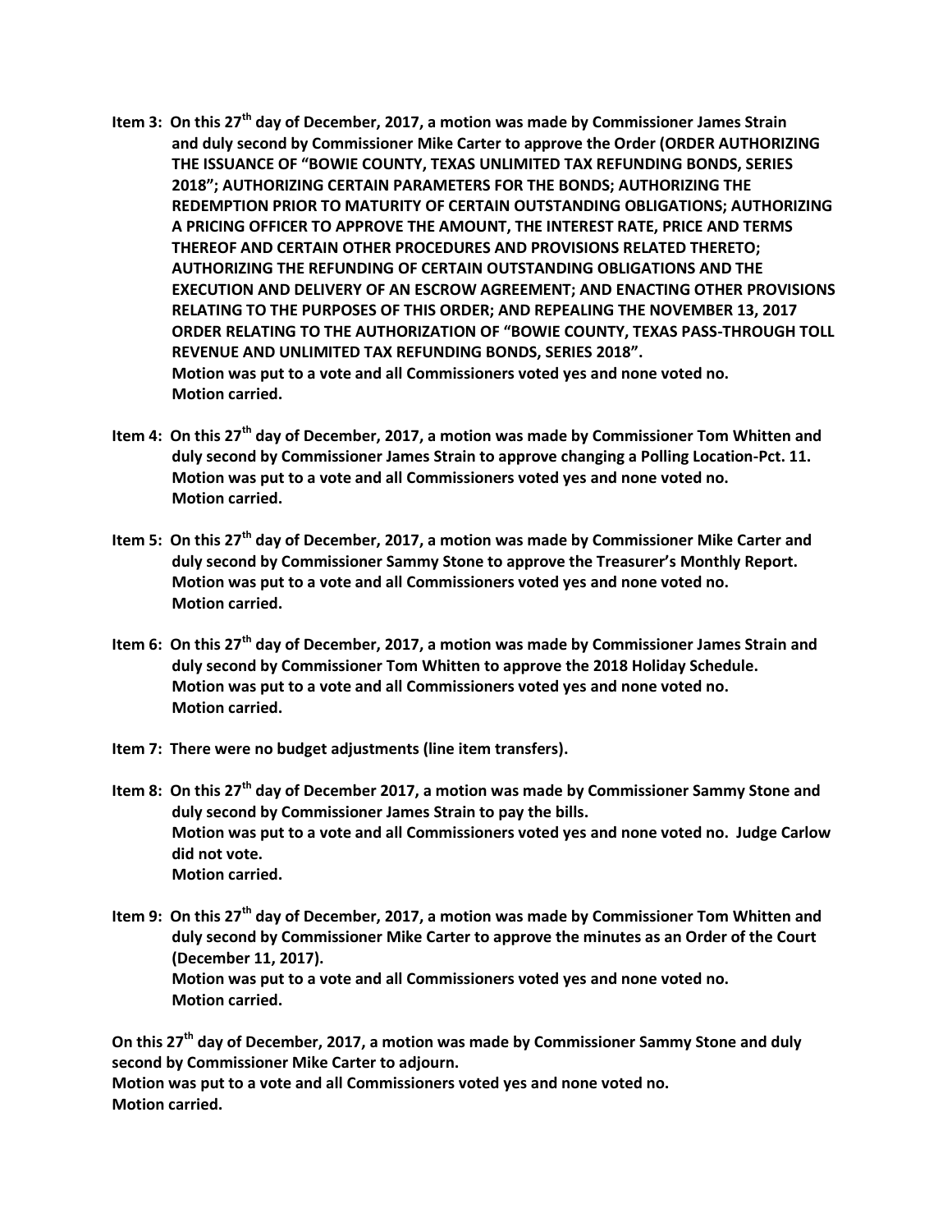**Item 3: On this 27th day of December, 2017, a motion was made by Commissioner James Strain and duly second by Commissioner Mike Carter to approve the Order (ORDER AUTHORIZING THE ISSUANCE OF "BOWIE COUNTY, TEXAS UNLIMITED TAX REFUNDING BONDS, SERIES 2018"; AUTHORIZING CERTAIN PARAMETERS FOR THE BONDS; AUTHORIZING THE REDEMPTION PRIOR TO MATURITY OF CERTAIN OUTSTANDING OBLIGATIONS; AUTHORIZING A PRICING OFFICER TO APPROVE THE AMOUNT, THE INTEREST RATE, PRICE AND TERMS THEREOF AND CERTAIN OTHER PROCEDURES AND PROVISIONS RELATED THERETO; AUTHORIZING THE REFUNDING OF CERTAIN OUTSTANDING OBLIGATIONS AND THE EXECUTION AND DELIVERY OF AN ESCROW AGREEMENT; AND ENACTING OTHER PROVISIONS RELATING TO THE PURPOSES OF THIS ORDER; AND REPEALING THE NOVEMBER 13, 2017 ORDER RELATING TO THE AUTHORIZATION OF "BOWIE COUNTY, TEXAS PASS-THROUGH TOLL REVENUE AND UNLIMITED TAX REFUNDING BONDS, SERIES 2018".**
**Motion was put to a vote and all Commissioners voted yes and none voted no.**
**Motion carried.**

**Item 4: On this 27th day of December, 2017, a motion was made by Commissioner Tom Whitten and duly second by Commissioner James Strain to approve changing a Polling Location-Pct. 11.**
**Motion was put to a vote and all Commissioners voted yes and none voted no.**
**Motion carried.**

**Item 5: On this 27th day of December, 2017, a motion was made by Commissioner Mike Carter and duly second by Commissioner Sammy Stone to approve the Treasurer's Monthly Report.**
**Motion was put to a vote and all Commissioners voted yes and none voted no.**
**Motion carried.**

**Item 6: On this 27th day of December, 2017, a motion was made by Commissioner James Strain and duly second by Commissioner Tom Whitten to approve the 2018 Holiday Schedule.**
**Motion was put to a vote and all Commissioners voted yes and none voted no.**
**Motion carried.**

**Item 7: There were no budget adjustments (line item transfers).**

**Item 8: On this 27th day of December 2017, a motion was made by Commissioner Sammy Stone and duly second by Commissioner James Strain to pay the bills.**
**Motion was put to a vote and all Commissioners voted yes and none voted no. Judge Carlow did not vote.**
**Motion carried.**

**Item 9: On this 27th day of December, 2017, a motion was made by Commissioner Tom Whitten and duly second by Commissioner Mike Carter to approve the minutes as an Order of the Court (December 11, 2017).**
**Motion was put to a vote and all Commissioners voted yes and none voted no.**
**Motion carried.**

**On this 27th day of December, 2017, a motion was made by Commissioner Sammy Stone and duly second by Commissioner Mike Carter to adjourn.**
**Motion was put to a vote and all Commissioners voted yes and none voted no.**
**Motion carried.**